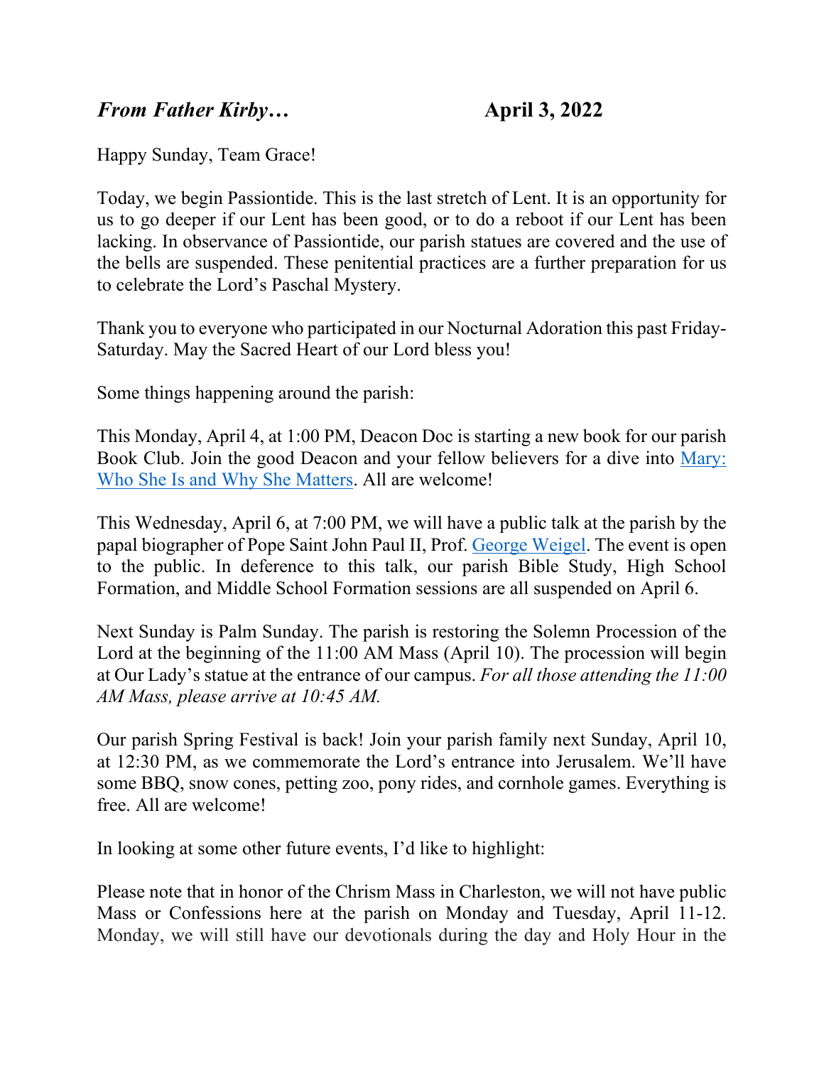***From Father Kirby…* April 3, 2022**

Happy Sunday, Team Grace!

Today, we begin Passiontide. This is the last stretch of Lent. It is an opportunity for us to go deeper if our Lent has been good, or to do a reboot if our Lent has been lacking. In observance of Passiontide, our parish statues are covered and the use of the bells are suspended. These penitential practices are a further preparation for us to celebrate the Lord's Paschal Mystery.

Thank you to everyone who participated in our Nocturnal Adoration this past Friday-Saturday. May the Sacred Heart of our Lord bless you!

Some things happening around the parish:

This Monday, April 4, at 1:00 PM, Deacon Doc is starting a new book for our parish Book Club. Join the good Deacon and your fellow believers for a dive into Mary: Who She Is and Why She Matters. All are welcome!

This Wednesday, April 6, at 7:00 PM, we will have a public talk at the parish by the papal biographer of Pope Saint John Paul II, Prof. George Weigel. The event is open to the public. In deference to this talk, our parish Bible Study, High School Formation, and Middle School Formation sessions are all suspended on April 6.

Next Sunday is Palm Sunday. The parish is restoring the Solemn Procession of the Lord at the beginning of the 11:00 AM Mass (April 10). The procession will begin at Our Lady's statue at the entrance of our campus. *For all those attending the 11:00 AM Mass, please arrive at 10:45 AM.*

Our parish Spring Festival is back! Join your parish family next Sunday, April 10, at 12:30 PM, as we commemorate the Lord's entrance into Jerusalem. We'll have some BBQ, snow cones, petting zoo, pony rides, and cornhole games. Everything is free. All are welcome!

In looking at some other future events, I'd like to highlight:

Please note that in honor of the Chrism Mass in Charleston, we will not have public Mass or Confessions here at the parish on Monday and Tuesday, April 11-12. Monday, we will still have our devotionals during the day and Holy Hour in the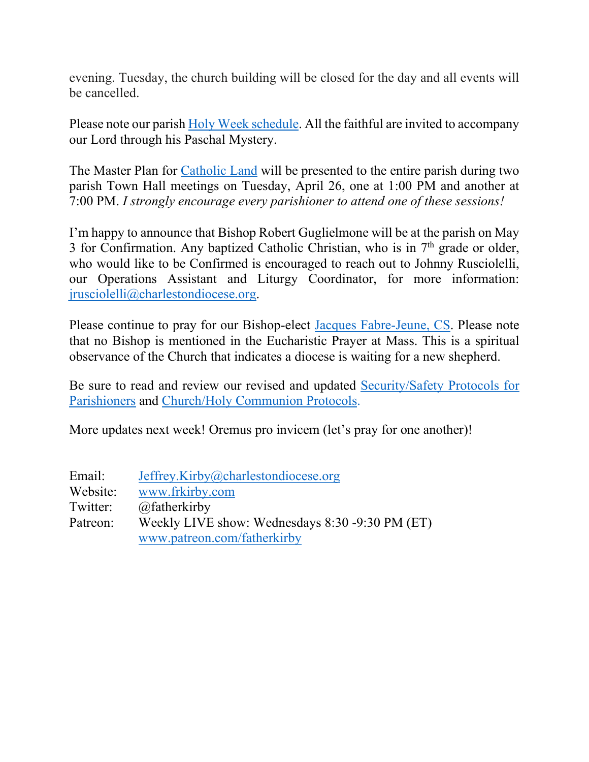evening. Tuesday, the church building will be closed for the day and all events will be cancelled.

Please note our parish Holy Week schedule. All the faithful are invited to accompany our Lord through his Paschal Mystery.

The Master Plan for Catholic Land will be presented to the entire parish during two parish Town Hall meetings on Tuesday, April 26, one at 1:00 PM and another at 7:00 PM. *I strongly encourage every parishioner to attend one of these sessions!*

I'm happy to announce that Bishop Robert Guglielmone will be at the parish on May 3 for Confirmation. Any baptized Catholic Christian, who is in 7th grade or older, who would like to be Confirmed is encouraged to reach out to Johnny Rusciolelli, our Operations Assistant and Liturgy Coordinator, for more information: jrusciolelli@charlestondiocese.org.

Please continue to pray for our Bishop-elect Jacques Fabre-Jeune, CS. Please note that no Bishop is mentioned in the Eucharistic Prayer at Mass. This is a spiritual observance of the Church that indicates a diocese is waiting for a new shepherd.

Be sure to read and review our revised and updated Security/Safety Protocols for Parishioners and Church/Holy Communion Protocols.

More updates next week! Oremus pro invicem (let's pray for one another)!

| | |
|---|---|
| Email: | Jeffrey.Kirby@charlestondiocese.org |
| Website: | www.frkirby.com |
| Twitter: | @fatherkirby |
| Patreon: | Weekly LIVE show: Wednesdays 8:30 -9:30 PM (ET) www.patreon.com/fatherkirby |